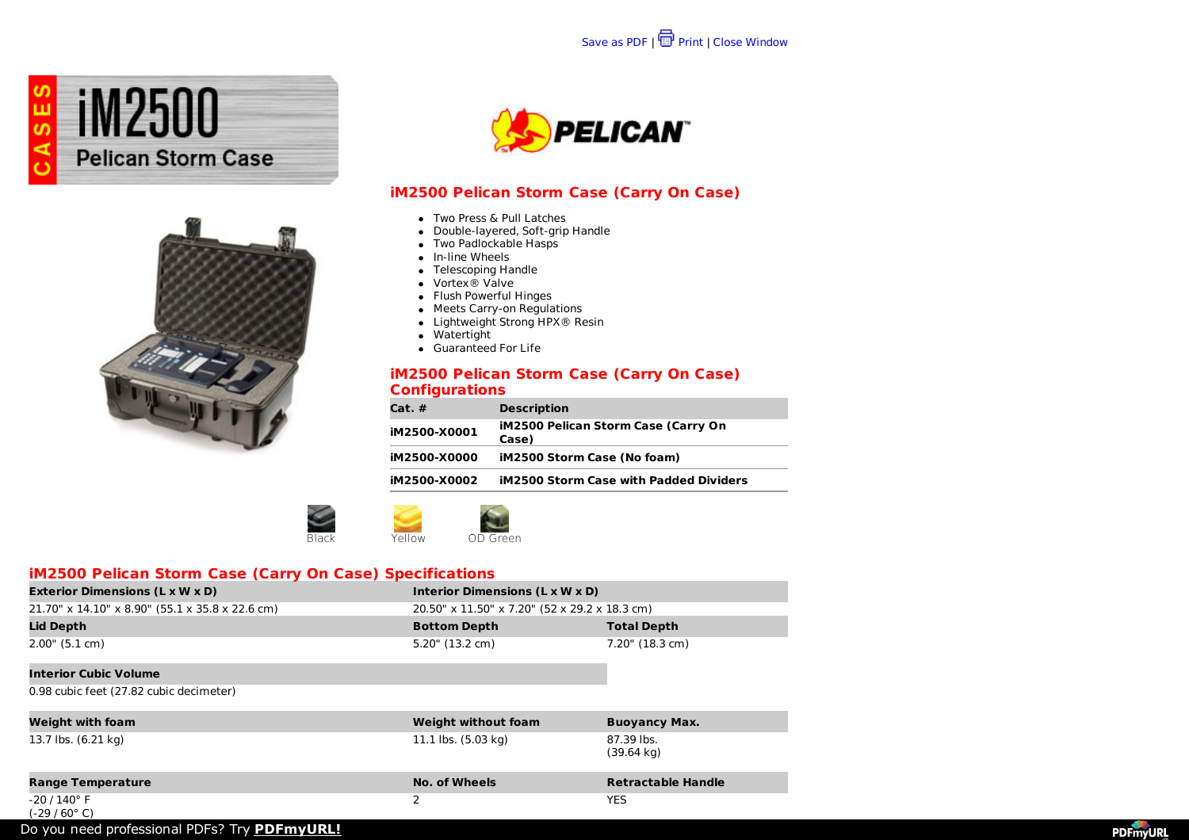Save as PDF | Print | Close Window

# iM2500 Pelican Storm Case

## iM2500 Pelican Storm Case (Carry On Case)

- Two Press & Pull Latches
- Double-layered, Soft-grip Handle
- Two Padlockable Hasps
- In-line Wheels
- Telescoping Handle
- Vortex® Valve
- Flush Powerful Hinges
- Meets Carry-on Regulations
- Lightweight Strong HPX® Resin
- Watertight
- Guaranteed For Life

## iM2500 Pelican Storm Case (Carry On Case) Configurations

| Cat. # | Description |
|---|---|
| **iM2500-X0001** | **iM2500 Pelican Storm Case (Carry On Case)** |
| **iM2500-X0000** | **iM2500 Storm Case (No foam)** |
| **iM2500-X0002** | **iM2500 Storm Case with Padded Dividers** |

Black Yellow OD Green

## iM2500 Pelican Storm Case (Carry On Case) Specifications

| Exterior Dimensions (L x W x D) | Interior Dimensions (L x W x D) | |
|---|---|---|
| 21.70" x 14.10" x 8.90" (55.1 x 35.8 x 22.6 cm) | 20.50" x 11.50" x 7.20" (52 x 29.2 x 18.3 cm) | |
| **Lid Depth** | **Bottom Depth** | **Total Depth** |
| 2.00" (5.1 cm) | 5.20" (13.2 cm) | 7.20" (18.3 cm) |
| **Interior Cubic Volume** | | |
| 0.98 cubic feet (27.82 cubic decimeter) | | |
| **Weight with foam** | **Weight without foam** | **Buoyancy Max.** |
| 13.7 lbs. (6.21 kg) | 11.1 lbs. (5.03 kg) | 87.39 lbs. (39.64 kg) |
| **Range Temperature** | **No. of Wheels** | **Retractable Handle** |
| -20 / 140° F (-29 / 60° C) | 2 | YES |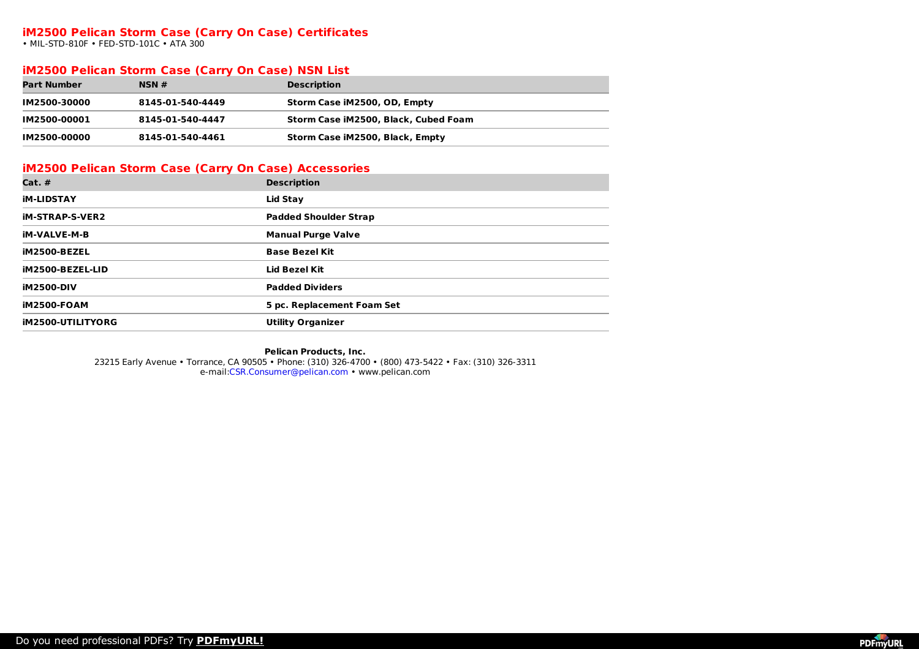## iM2500 Pelican Storm Case (Carry On Case) Certificates

• MIL-STD-810F • FED-STD-101C • ATA 300

## iM2500 Pelican Storm Case (Carry On Case) NSN List

| Part Number | NSN # | Description |
|---|---|---|
| **IM2500-30000** | **8145-01-540-4449** | **Storm Case iM2500, OD, Empty** |
| **IM2500-00001** | **8145-01-540-4447** | **Storm Case iM2500, Black, Cubed Foam** |
| **IM2500-00000** | **8145-01-540-4461** | **Storm Case iM2500, Black, Empty** |

## iM2500 Pelican Storm Case (Carry On Case) Accessories

| Cat. # | Description |
|---|---|
| **iM-LIDSTAY** | **Lid Stay** |
| **iM-STRAP-S-VER2** | **Padded Shoulder Strap** |
| **iM-VALVE-M-B** | **Manual Purge Valve** |
| **iM2500-BEZEL** | **Base Bezel Kit** |
| **iM2500-BEZEL-LID** | **Lid Bezel Kit** |
| **iM2500-DIV** | **Padded Dividers** |
| **iM2500-FOAM** | **5 pc. Replacement Foam Set** |
| **iM2500-UTILITYORG** | **Utility Organizer** |

**Pelican Products, Inc.**
23215 Early Avenue • Torrance, CA 90505 • Phone: (310) 326-4700 • (800) 473-5422 • Fax: (310) 326-3311
e-mail:CSR.Consumer@pelican.com • www.pelican.com